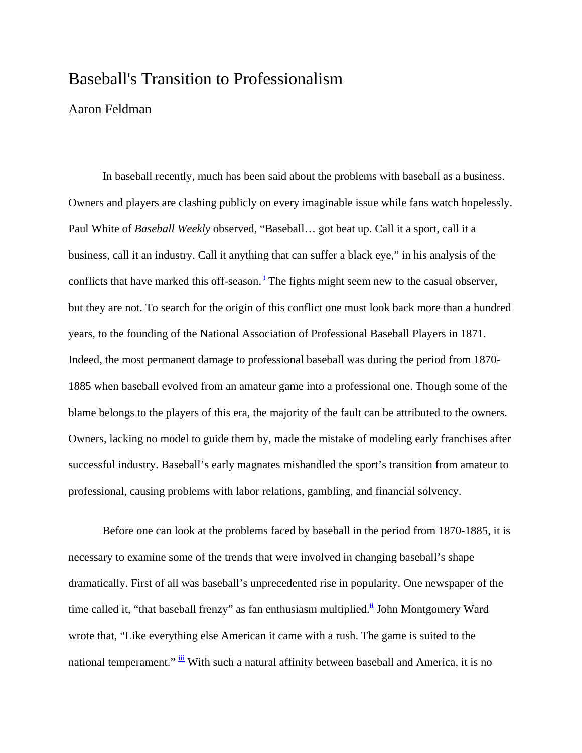# Baseball's Transition to Professionalism

Aaron Feldman

In baseball recently, much has been said about the problems with baseball as a business. Owners and players are clashing publicly on every imaginable issue while fans watch hopelessly. Paul White of *Baseball Weekly* observed, "Baseball… got beat up. Call it a sport, call it a business, call it an industry. Call it anything that can suffer a black eye," in his analysis of the conflicts that have marked this off-season.[i] The fights might seem new to the casual observer, but they are not. To search for the origin of this conflict one must look back more than a hundred years, to the founding of the National Association of Professional Baseball Players in 1871. Indeed, the most permanent damage to professional baseball was during the period from 1870-1885 when baseball evolved from an amateur game into a professional one. Though some of the blame belongs to the players of this era, the majority of the fault can be attributed to the owners. Owners, lacking no model to guide them by, made the mistake of modeling early franchises after successful industry. Baseball's early magnates mishandled the sport's transition from amateur to professional, causing problems with labor relations, gambling, and financial solvency.

Before one can look at the problems faced by baseball in the period from 1870-1885, it is necessary to examine some of the trends that were involved in changing baseball's shape dramatically. First of all was baseball's unprecedented rise in popularity. One newspaper of the time called it, "that baseball frenzy" as fan enthusiasm multiplied.[ii] John Montgomery Ward wrote that, "Like everything else American it came with a rush. The game is suited to the national temperament." [iii] With such a natural affinity between baseball and America, it is no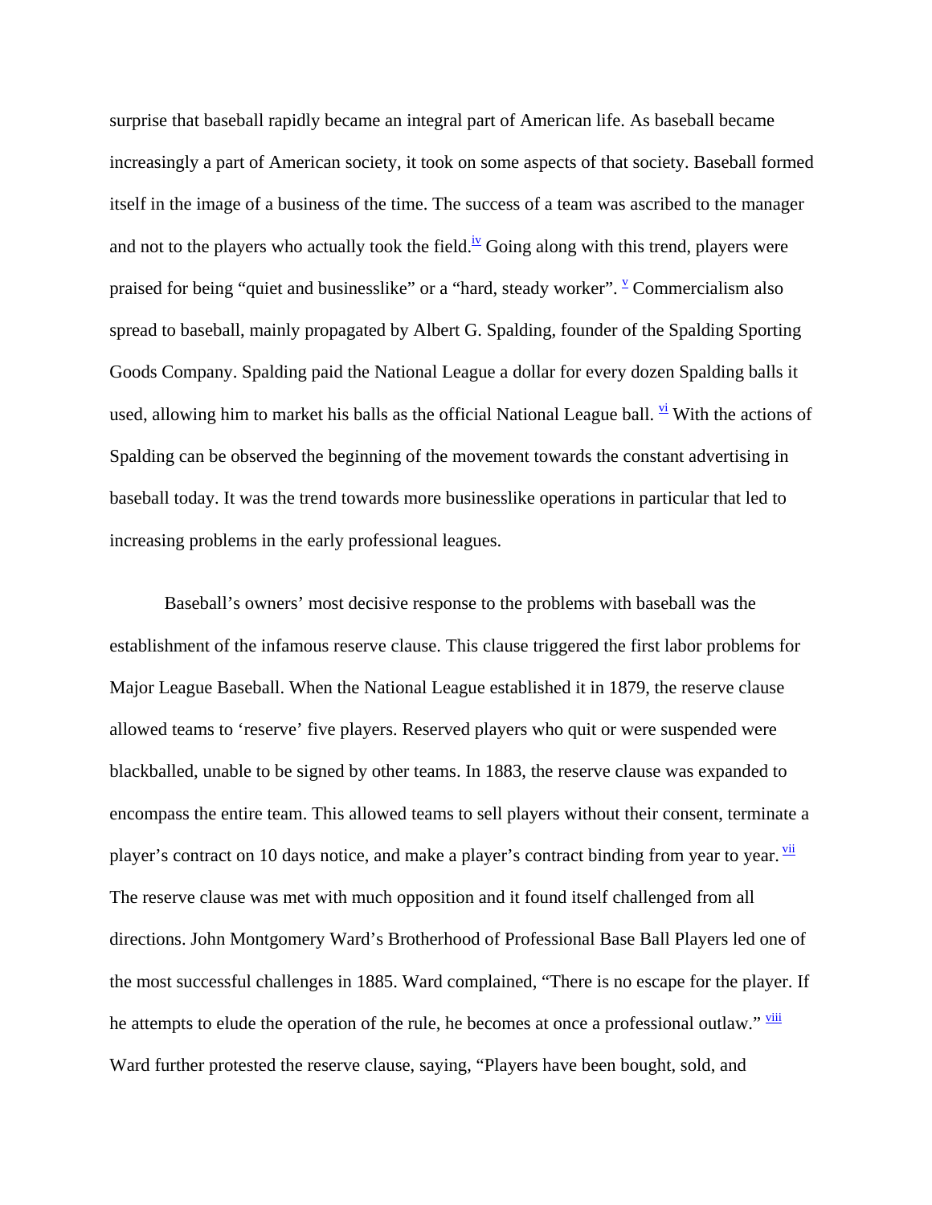surprise that baseball rapidly became an integral part of American life. As baseball became increasingly a part of American society, it took on some aspects of that society. Baseball formed itself in the image of a business of the time. The success of a team was ascribed to the manager and not to the players who actually took the field.[iv] Going along with this trend, players were praised for being "quiet and businesslike" or a "hard, steady worker". [v] Commercialism also spread to baseball, mainly propagated by Albert G. Spalding, founder of the Spalding Sporting Goods Company. Spalding paid the National League a dollar for every dozen Spalding balls it used, allowing him to market his balls as the official National League ball. [vi] With the actions of Spalding can be observed the beginning of the movement towards the constant advertising in baseball today. It was the trend towards more businesslike operations in particular that led to increasing problems in the early professional leagues.

Baseball's owners' most decisive response to the problems with baseball was the establishment of the infamous reserve clause. This clause triggered the first labor problems for Major League Baseball. When the National League established it in 1879, the reserve clause allowed teams to 'reserve' five players. Reserved players who quit or were suspended were blackballed, unable to be signed by other teams. In 1883, the reserve clause was expanded to encompass the entire team. This allowed teams to sell players without their consent, terminate a player's contract on 10 days notice, and make a player's contract binding from year to year. [vii] The reserve clause was met with much opposition and it found itself challenged from all directions. John Montgomery Ward's Brotherhood of Professional Base Ball Players led one of the most successful challenges in 1885. Ward complained, "There is no escape for the player. If he attempts to elude the operation of the rule, he becomes at once a professional outlaw." [viii] Ward further protested the reserve clause, saying, "Players have been bought, sold, and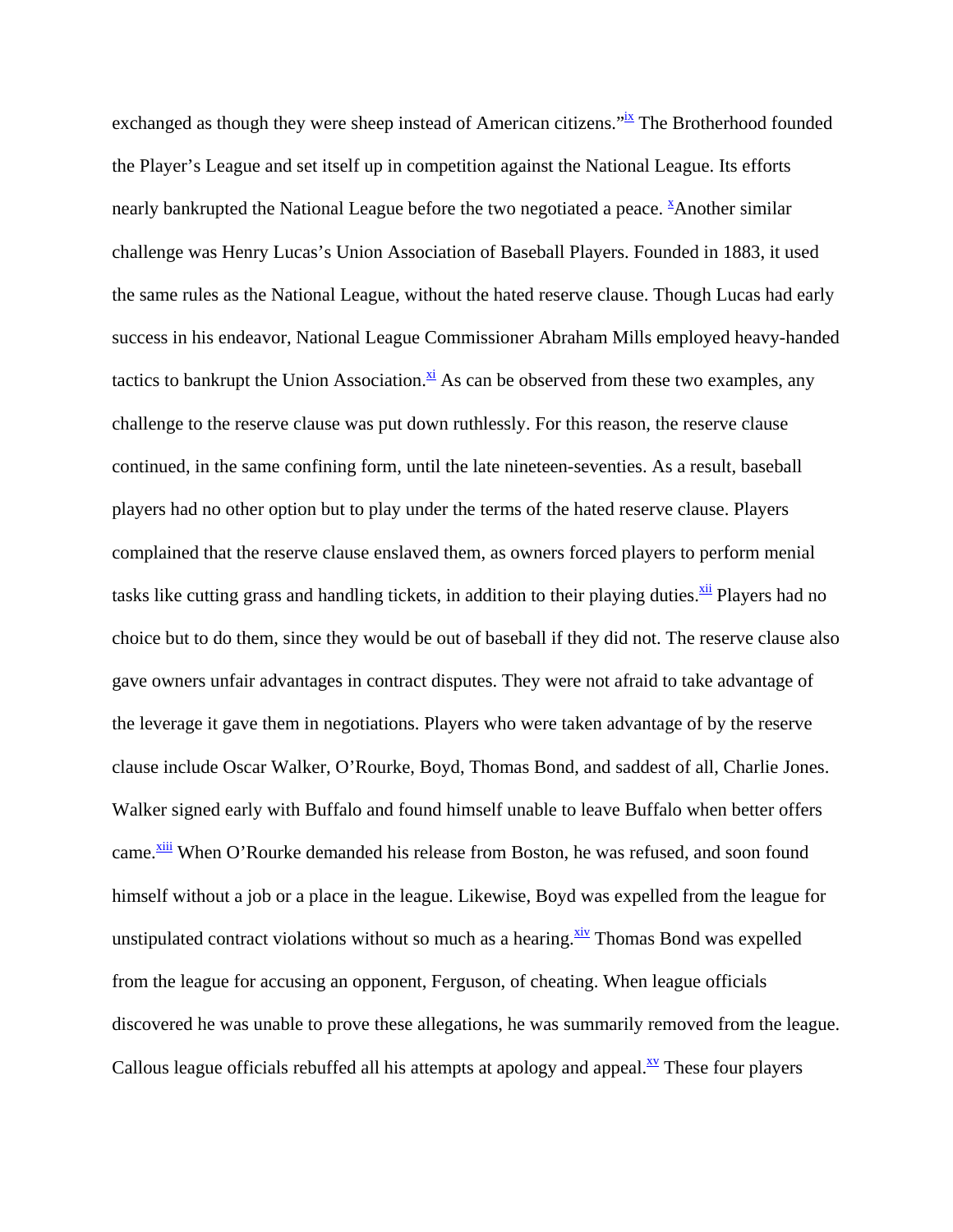exchanged as though they were sheep instead of American citizens."[ix] The Brotherhood founded the Player's League and set itself up in competition against the National League. Its efforts nearly bankrupted the National League before the two negotiated a peace. [x]Another similar challenge was Henry Lucas's Union Association of Baseball Players. Founded in 1883, it used the same rules as the National League, without the hated reserve clause. Though Lucas had early success in his endeavor, National League Commissioner Abraham Mills employed heavy-handed tactics to bankrupt the Union Association.[xi] As can be observed from these two examples, any challenge to the reserve clause was put down ruthlessly. For this reason, the reserve clause continued, in the same confining form, until the late nineteen-seventies. As a result, baseball players had no other option but to play under the terms of the hated reserve clause. Players complained that the reserve clause enslaved them, as owners forced players to perform menial tasks like cutting grass and handling tickets, in addition to their playing duties.[xii] Players had no choice but to do them, since they would be out of baseball if they did not. The reserve clause also gave owners unfair advantages in contract disputes. They were not afraid to take advantage of the leverage it gave them in negotiations. Players who were taken advantage of by the reserve clause include Oscar Walker, O'Rourke, Boyd, Thomas Bond, and saddest of all, Charlie Jones. Walker signed early with Buffalo and found himself unable to leave Buffalo when better offers came.[xiii] When O'Rourke demanded his release from Boston, he was refused, and soon found himself without a job or a place in the league. Likewise, Boyd was expelled from the league for unstipulated contract violations without so much as a hearing.[xiv] Thomas Bond was expelled from the league for accusing an opponent, Ferguson, of cheating. When league officials discovered he was unable to prove these allegations, he was summarily removed from the league. Callous league officials rebuffed all his attempts at apology and appeal.[xv] These four players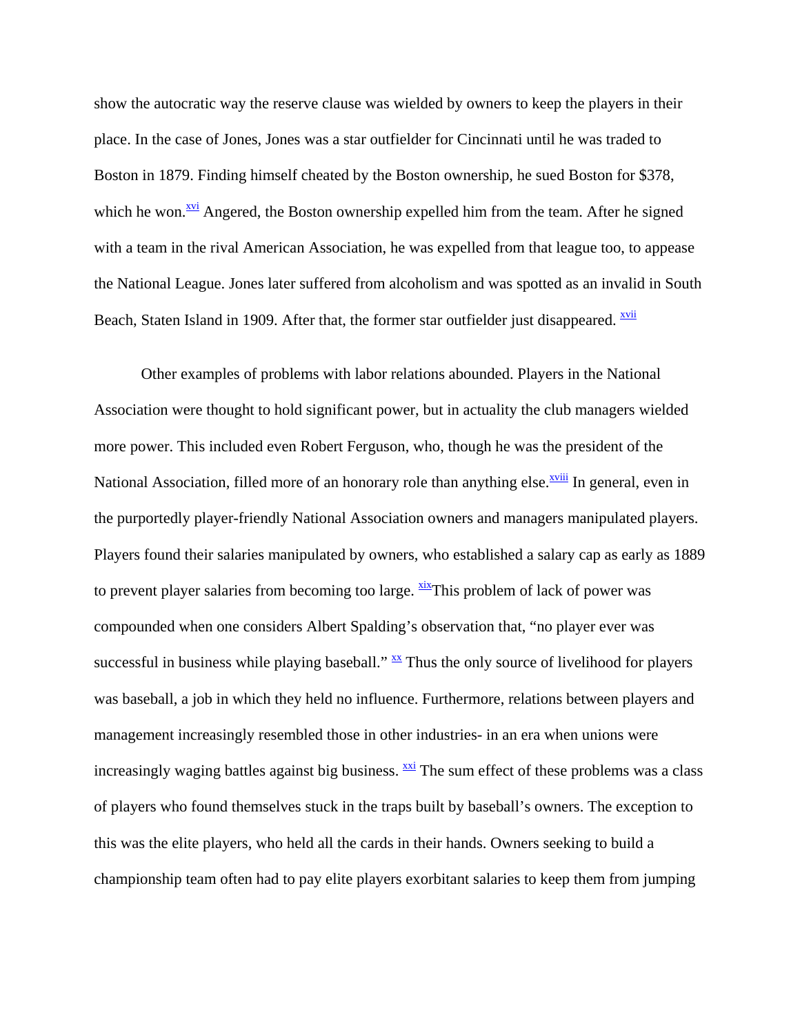show the autocratic way the reserve clause was wielded by owners to keep the players in their place. In the case of Jones, Jones was a star outfielder for Cincinnati until he was traded to Boston in 1879. Finding himself cheated by the Boston ownership, he sued Boston for $378, which he won.[xvi] Angered, the Boston ownership expelled him from the team. After he signed with a team in the rival American Association, he was expelled from that league too, to appease the National League. Jones later suffered from alcoholism and was spotted as an invalid in South Beach, Staten Island in 1909. After that, the former star outfielder just disappeared. [xvii]

Other examples of problems with labor relations abounded. Players in the National Association were thought to hold significant power, but in actuality the club managers wielded more power. This included even Robert Ferguson, who, though he was the president of the National Association, filled more of an honorary role than anything else.[xviii] In general, even in the purportedly player-friendly National Association owners and managers manipulated players. Players found their salaries manipulated by owners, who established a salary cap as early as 1889 to prevent player salaries from becoming too large. [xix]This problem of lack of power was compounded when one considers Albert Spalding's observation that, "no player ever was successful in business while playing baseball." [xx] Thus the only source of livelihood for players was baseball, a job in which they held no influence. Furthermore, relations between players and management increasingly resembled those in other industries- in an era when unions were increasingly waging battles against big business. [xxi] The sum effect of these problems was a class of players who found themselves stuck in the traps built by baseball's owners. The exception to this was the elite players, who held all the cards in their hands. Owners seeking to build a championship team often had to pay elite players exorbitant salaries to keep them from jumping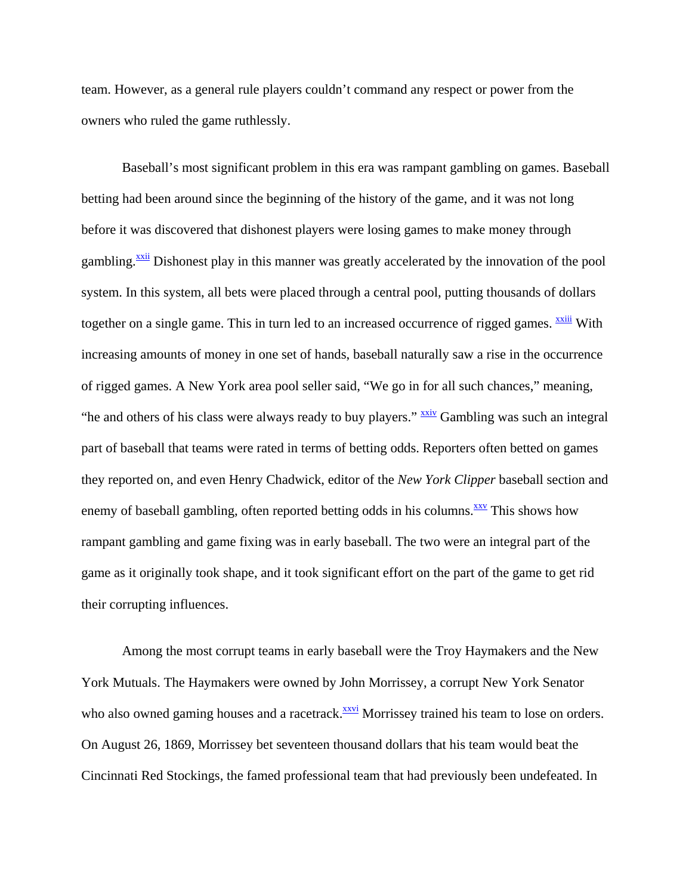team. However, as a general rule players couldn't command any respect or power from the owners who ruled the game ruthlessly.

Baseball's most significant problem in this era was rampant gambling on games. Baseball betting had been around since the beginning of the history of the game, and it was not long before it was discovered that dishonest players were losing games to make money through gambling.[xxii] Dishonest play in this manner was greatly accelerated by the innovation of the pool system. In this system, all bets were placed through a central pool, putting thousands of dollars together on a single game. This in turn led to an increased occurrence of rigged games. [xxiii] With increasing amounts of money in one set of hands, baseball naturally saw a rise in the occurrence of rigged games. A New York area pool seller said, "We go in for all such chances," meaning, "he and others of his class were always ready to buy players." [xxiv] Gambling was such an integral part of baseball that teams were rated in terms of betting odds. Reporters often betted on games they reported on, and even Henry Chadwick, editor of the *New York Clipper* baseball section and enemy of baseball gambling, often reported betting odds in his columns.[xxv] This shows how rampant gambling and game fixing was in early baseball. The two were an integral part of the game as it originally took shape, and it took significant effort on the part of the game to get rid their corrupting influences.

Among the most corrupt teams in early baseball were the Troy Haymakers and the New York Mutuals. The Haymakers were owned by John Morrissey, a corrupt New York Senator who also owned gaming houses and a racetrack.[xxvi] Morrissey trained his team to lose on orders. On August 26, 1869, Morrissey bet seventeen thousand dollars that his team would beat the Cincinnati Red Stockings, the famed professional team that had previously been undefeated. In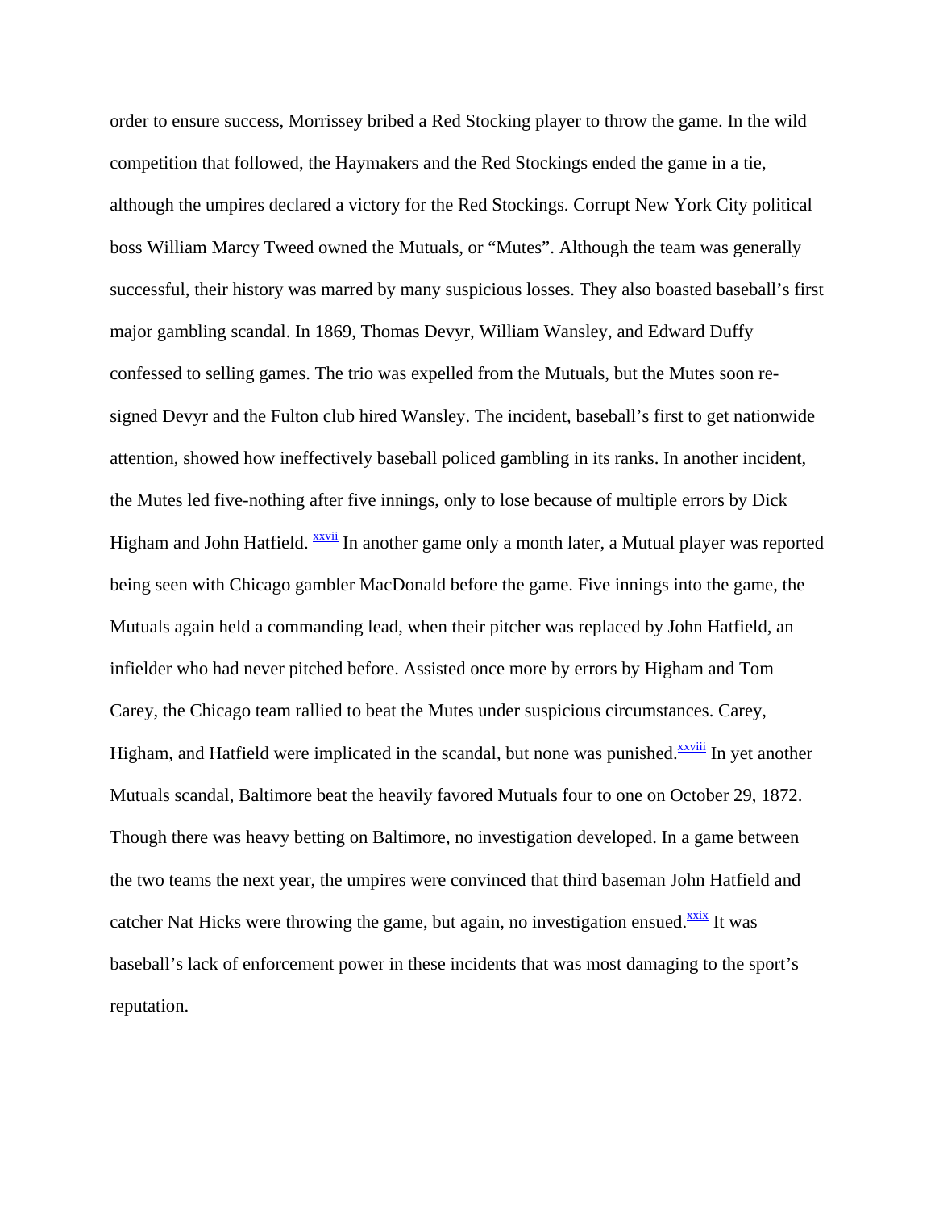order to ensure success, Morrissey bribed a Red Stocking player to throw the game. In the wild competition that followed, the Haymakers and the Red Stockings ended the game in a tie, although the umpires declared a victory for the Red Stockings. Corrupt New York City political boss William Marcy Tweed owned the Mutuals, or “Mutes”. Although the team was generally successful, their history was marred by many suspicious losses. They also boasted baseball’s first major gambling scandal. In 1869, Thomas Devyr, William Wansley, and Edward Duffy confessed to selling games. The trio was expelled from the Mutuals, but the Mutes soon re-signed Devyr and the Fulton club hired Wansley. The incident, baseball’s first to get nationwide attention, showed how ineffectively baseball policed gambling in its ranks. In another incident, the Mutes led five-nothing after five innings, only to lose because of multiple errors by Dick Higham and John Hatfield. [xxvii] In another game only a month later, a Mutual player was reported being seen with Chicago gambler MacDonald before the game. Five innings into the game, the Mutuals again held a commanding lead, when their pitcher was replaced by John Hatfield, an infielder who had never pitched before. Assisted once more by errors by Higham and Tom Carey, the Chicago team rallied to beat the Mutes under suspicious circumstances. Carey, Higham, and Hatfield were implicated in the scandal, but none was punished.[xxviii] In yet another Mutuals scandal, Baltimore beat the heavily favored Mutuals four to one on October 29, 1872. Though there was heavy betting on Baltimore, no investigation developed. In a game between the two teams the next year, the umpires were convinced that third baseman John Hatfield and catcher Nat Hicks were throwing the game, but again, no investigation ensued.[xxix] It was baseball’s lack of enforcement power in these incidents that was most damaging to the sport’s reputation.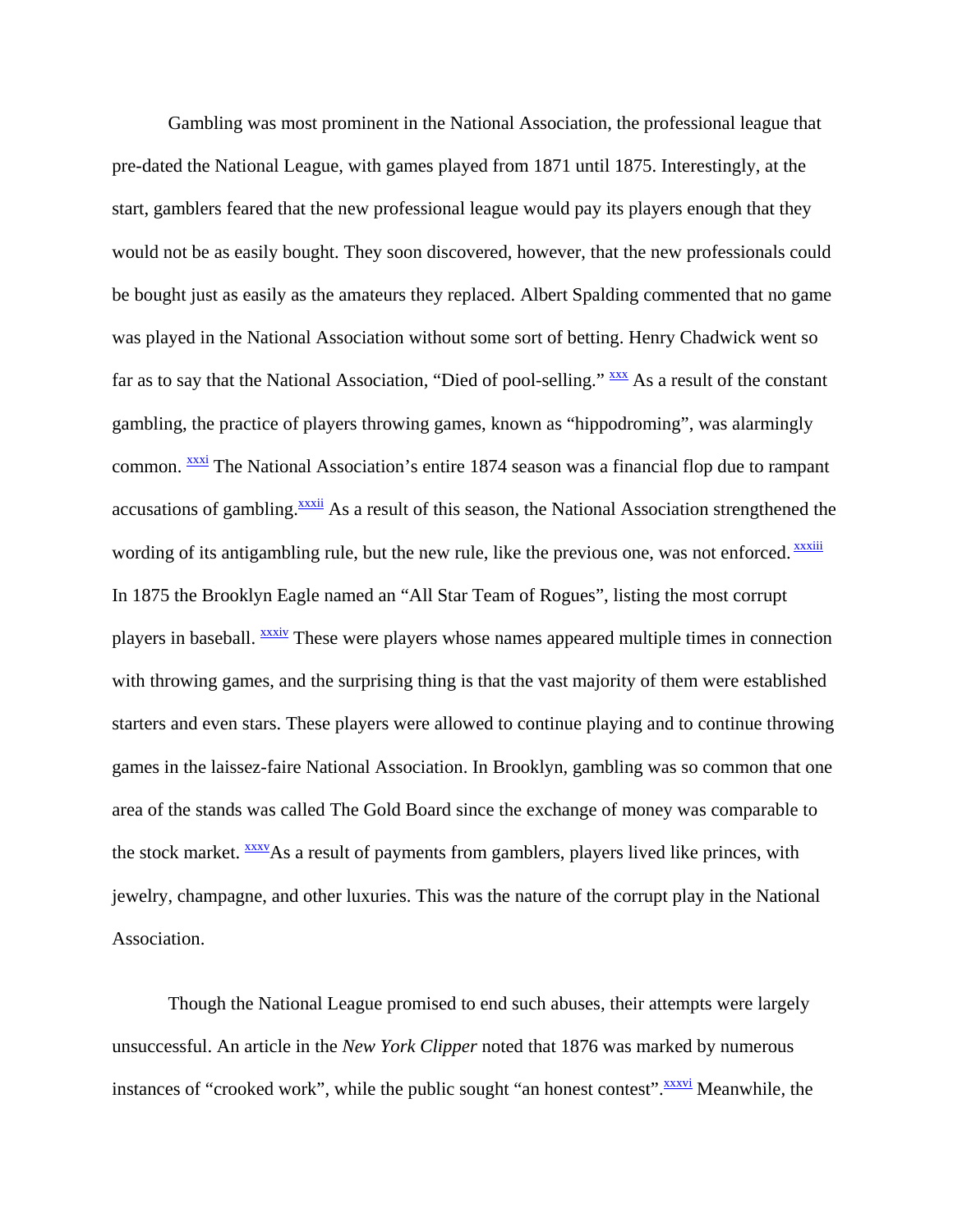Gambling was most prominent in the National Association, the professional league that pre-dated the National League, with games played from 1871 until 1875. Interestingly, at the start, gamblers feared that the new professional league would pay its players enough that they would not be as easily bought. They soon discovered, however, that the new professionals could be bought just as easily as the amateurs they replaced. Albert Spalding commented that no game was played in the National Association without some sort of betting. Henry Chadwick went so far as to say that the National Association, "Died of pool-selling." [xxx] As a result of the constant gambling, the practice of players throwing games, known as "hippodroming", was alarmingly common. [xxxi] The National Association's entire 1874 season was a financial flop due to rampant accusations of gambling.[xxxii] As a result of this season, the National Association strengthened the wording of its antigambling rule, but the new rule, like the previous one, was not enforced. [xxxiii] In 1875 the Brooklyn Eagle named an "All Star Team of Rogues", listing the most corrupt players in baseball. [xxxiv] These were players whose names appeared multiple times in connection with throwing games, and the surprising thing is that the vast majority of them were established starters and even stars. These players were allowed to continue playing and to continue throwing games in the laissez-faire National Association. In Brooklyn, gambling was so common that one area of the stands was called The Gold Board since the exchange of money was comparable to the stock market. [xxxv]As a result of payments from gamblers, players lived like princes, with jewelry, champagne, and other luxuries. This was the nature of the corrupt play in the National Association.

Though the National League promised to end such abuses, their attempts were largely unsuccessful. An article in the *New York Clipper* noted that 1876 was marked by numerous instances of "crooked work", while the public sought "an honest contest".[xxxvi] Meanwhile, the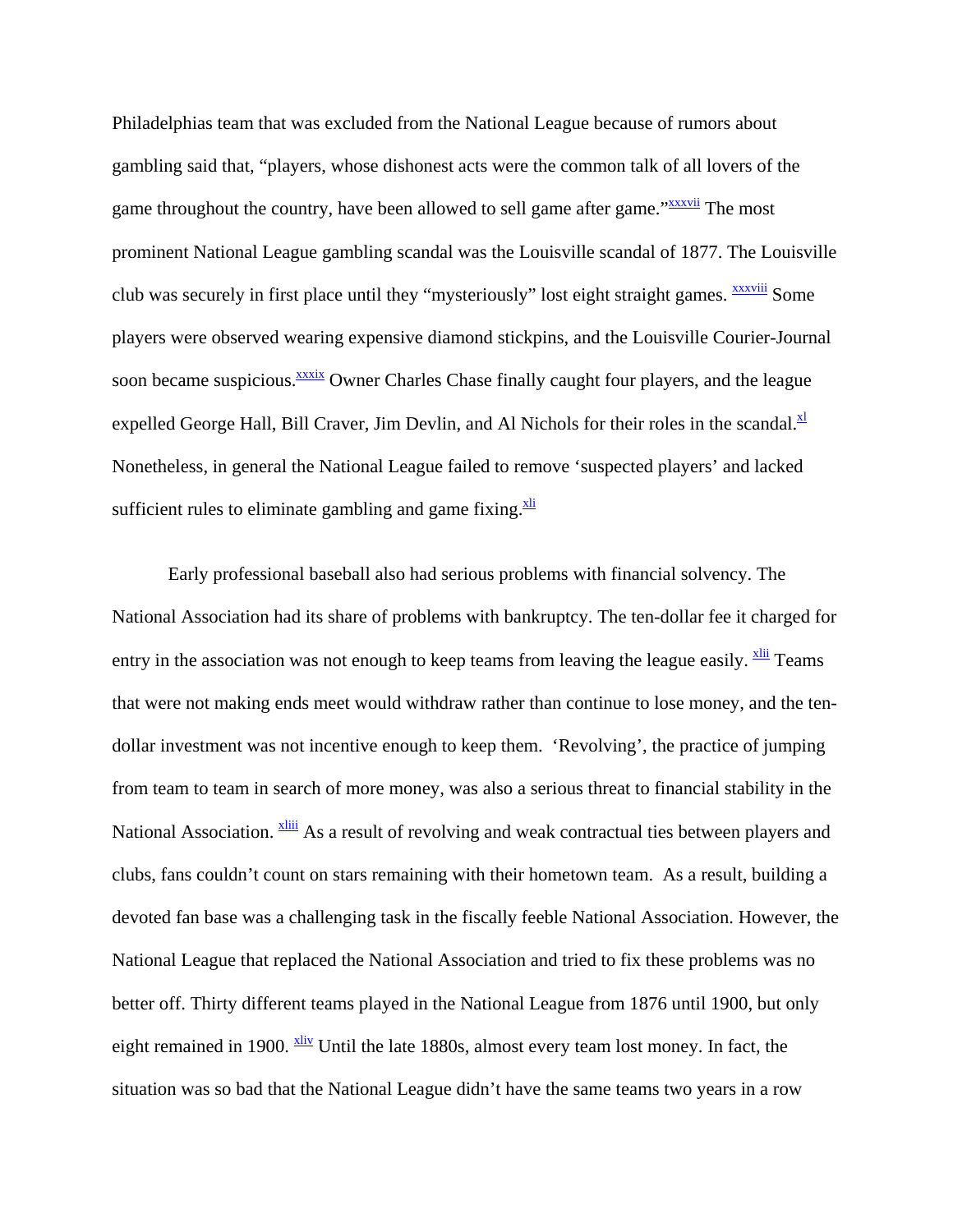Philadelphias team that was excluded from the National League because of rumors about gambling said that, "players, whose dishonest acts were the common talk of all lovers of the game throughout the country, have been allowed to sell game after game."[xxxvii] The most prominent National League gambling scandal was the Louisville scandal of 1877. The Louisville club was securely in first place until they "mysteriously" lost eight straight games. [xxxviii] Some players were observed wearing expensive diamond stickpins, and the Louisville Courier-Journal soon became suspicious.[xxxix] Owner Charles Chase finally caught four players, and the league expelled George Hall, Bill Craver, Jim Devlin, and Al Nichols for their roles in the scandal.[xl] Nonetheless, in general the National League failed to remove 'suspected players' and lacked sufficient rules to eliminate gambling and game fixing.[xli]

Early professional baseball also had serious problems with financial solvency. The National Association had its share of problems with bankruptcy. The ten-dollar fee it charged for entry in the association was not enough to keep teams from leaving the league easily. [xlii] Teams that were not making ends meet would withdraw rather than continue to lose money, and the ten-dollar investment was not incentive enough to keep them. 'Revolving', the practice of jumping from team to team in search of more money, was also a serious threat to financial stability in the National Association. [xliii] As a result of revolving and weak contractual ties between players and clubs, fans couldn't count on stars remaining with their hometown team. As a result, building a devoted fan base was a challenging task in the fiscally feeble National Association. However, the National League that replaced the National Association and tried to fix these problems was no better off. Thirty different teams played in the National League from 1876 until 1900, but only eight remained in 1900. [xliv] Until the late 1880s, almost every team lost money. In fact, the situation was so bad that the National League didn't have the same teams two years in a row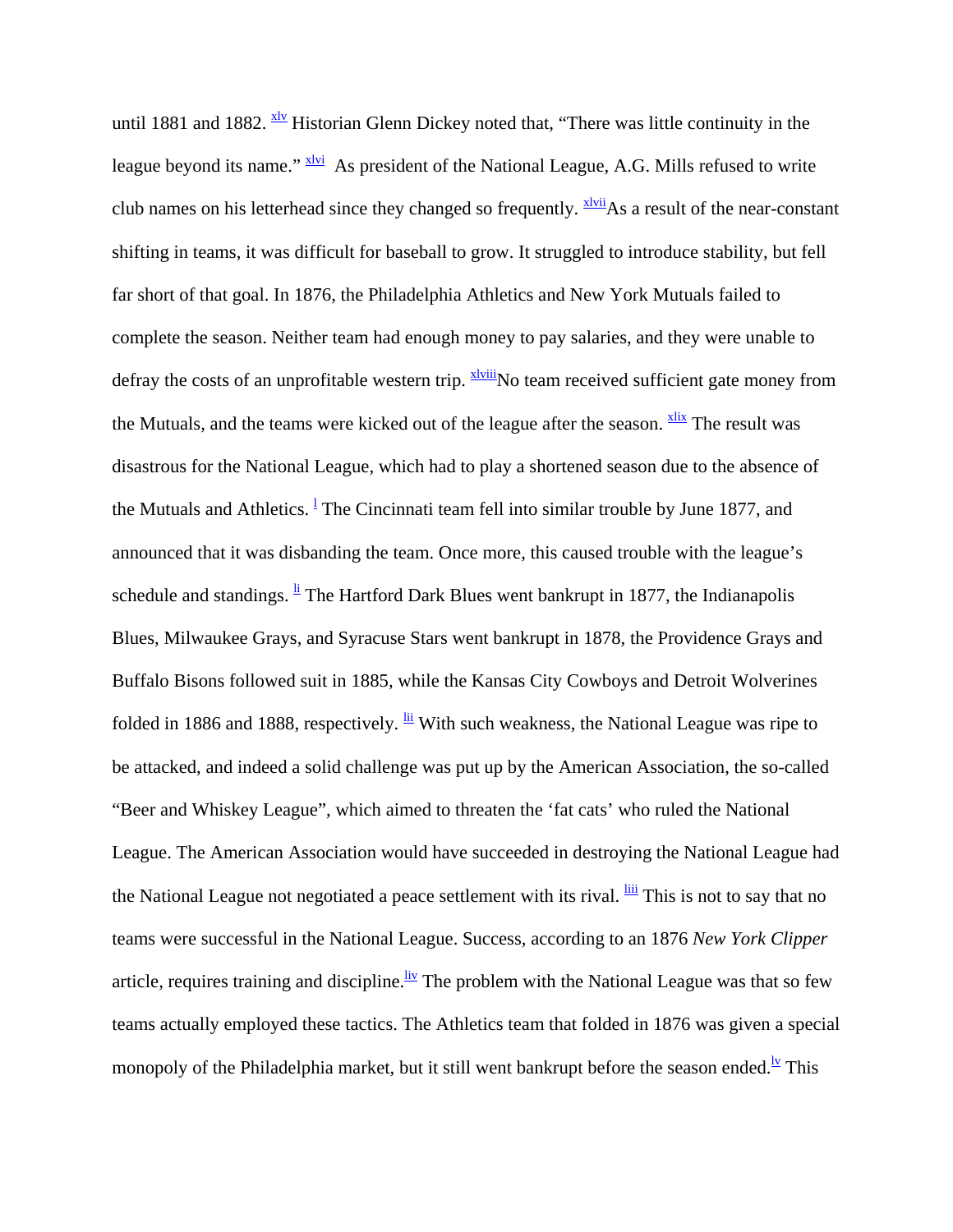until 1881 and 1882. [xlv] Historian Glenn Dickey noted that, “There was little continuity in the league beyond its name.” [xlvi] As president of the National League, A.G. Mills refused to write club names on his letterhead since they changed so frequently. [xlvii]As a result of the near-constant shifting in teams, it was difficult for baseball to grow. It struggled to introduce stability, but fell far short of that goal. In 1876, the Philadelphia Athletics and New York Mutuals failed to complete the season. Neither team had enough money to pay salaries, and they were unable to defray the costs of an unprofitable western trip. [xlviii]No team received sufficient gate money from the Mutuals, and the teams were kicked out of the league after the season. [xlix] The result was disastrous for the National League, which had to play a shortened season due to the absence of the Mutuals and Athletics. [l] The Cincinnati team fell into similar trouble by June 1877, and announced that it was disbanding the team. Once more, this caused trouble with the league’s schedule and standings. [li] The Hartford Dark Blues went bankrupt in 1877, the Indianapolis Blues, Milwaukee Grays, and Syracuse Stars went bankrupt in 1878, the Providence Grays and Buffalo Bisons followed suit in 1885, while the Kansas City Cowboys and Detroit Wolverines folded in 1886 and 1888, respectively. [lii] With such weakness, the National League was ripe to be attacked, and indeed a solid challenge was put up by the American Association, the so-called “Beer and Whiskey League”, which aimed to threaten the ‘fat cats’ who ruled the National League. The American Association would have succeeded in destroying the National League had the National League not negotiated a peace settlement with its rival. [liii] This is not to say that no teams were successful in the National League. Success, according to an 1876 *New York Clipper* article, requires training and discipline.[liv] The problem with the National League was that so few teams actually employed these tactics. The Athletics team that folded in 1876 was given a special monopoly of the Philadelphia market, but it still went bankrupt before the season ended.[lv] This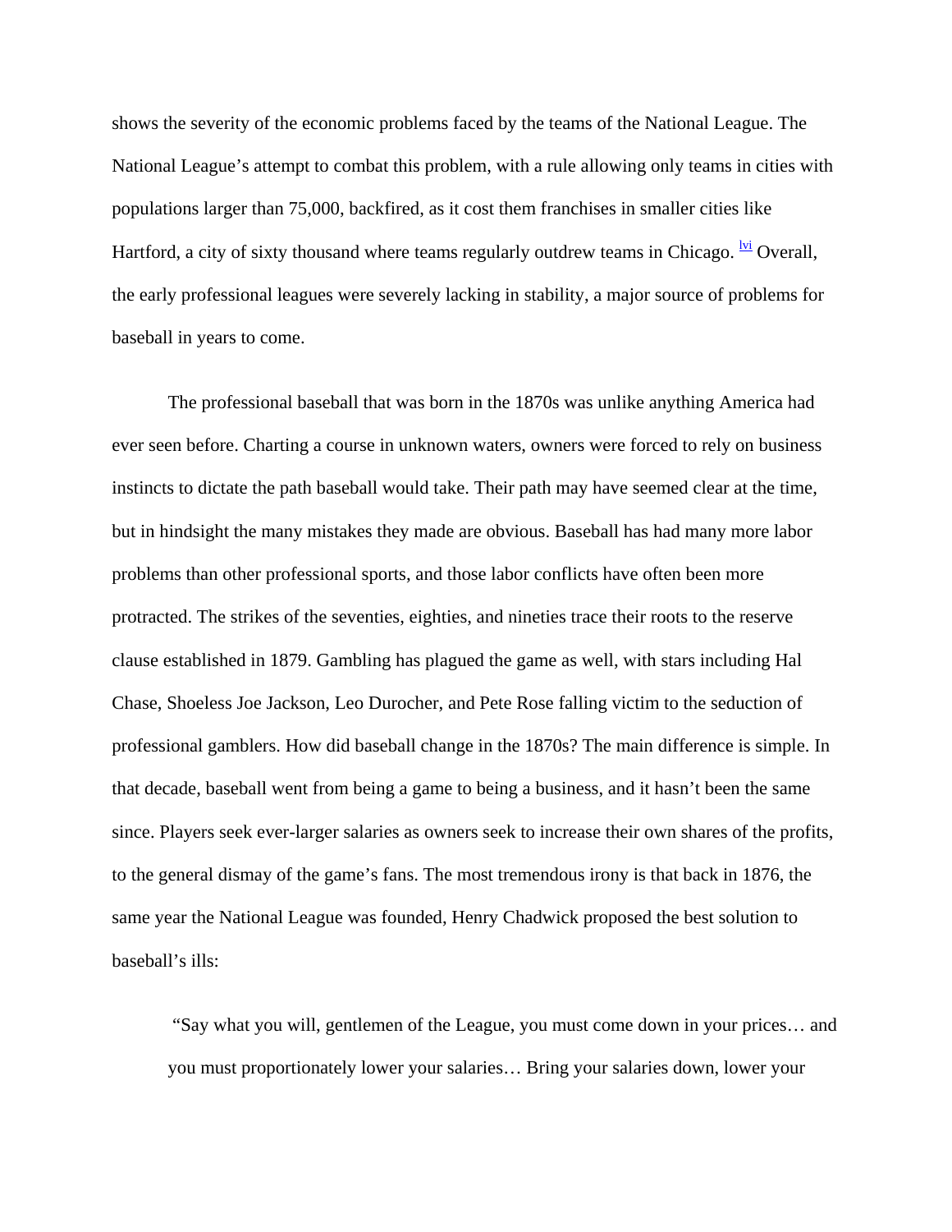shows the severity of the economic problems faced by the teams of the National League. The National League's attempt to combat this problem, with a rule allowing only teams in cities with populations larger than 75,000, backfired, as it cost them franchises in smaller cities like Hartford, a city of sixty thousand where teams regularly outdrew teams in Chicago. [lvi] Overall, the early professional leagues were severely lacking in stability, a major source of problems for baseball in years to come.

The professional baseball that was born in the 1870s was unlike anything America had ever seen before. Charting a course in unknown waters, owners were forced to rely on business instincts to dictate the path baseball would take. Their path may have seemed clear at the time, but in hindsight the many mistakes they made are obvious. Baseball has had many more labor problems than other professional sports, and those labor conflicts have often been more protracted. The strikes of the seventies, eighties, and nineties trace their roots to the reserve clause established in 1879. Gambling has plagued the game as well, with stars including Hal Chase, Shoeless Joe Jackson, Leo Durocher, and Pete Rose falling victim to the seduction of professional gamblers. How did baseball change in the 1870s? The main difference is simple. In that decade, baseball went from being a game to being a business, and it hasn't been the same since. Players seek ever-larger salaries as owners seek to increase their own shares of the profits, to the general dismay of the game's fans. The most tremendous irony is that back in 1876, the same year the National League was founded, Henry Chadwick proposed the best solution to baseball's ills:

> "Say what you will, gentlemen of the League, you must come down in your prices… and you must proportionately lower your salaries… Bring your salaries down, lower your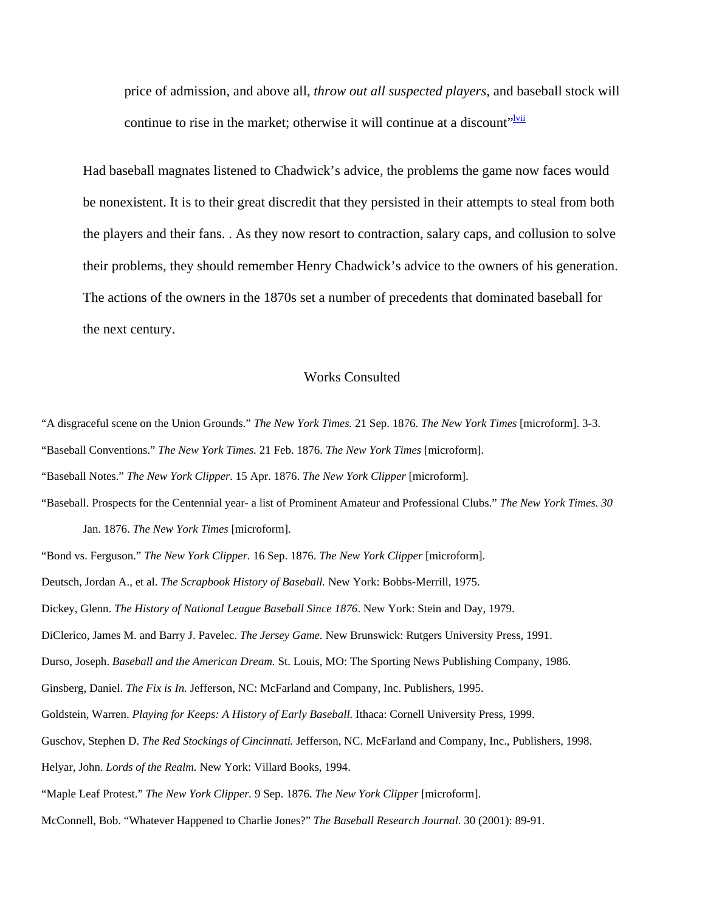price of admission, and above all, *throw out all suspected players*, and baseball stock will continue to rise in the market; otherwise it will continue at a discount"[lvii]

Had baseball magnates listened to Chadwick's advice, the problems the game now faces would be nonexistent. It is to their great discredit that they persisted in their attempts to steal from both the players and their fans. . As they now resort to contraction, salary caps, and collusion to solve their problems, they should remember Henry Chadwick's advice to the owners of his generation. The actions of the owners in the 1870s set a number of precedents that dominated baseball for the next century.

## Works Consulted

"A disgraceful scene on the Union Grounds." *The New York Times.* 21 Sep. 1876. *The New York Times* [microform]. 3-3.

"Baseball Conventions." *The New York Times.* 21 Feb. 1876. *The New York Times* [microform].

"Baseball Notes." *The New York Clipper.* 15 Apr. 1876. *The New York Clipper* [microform].

"Baseball. Prospects for the Centennial year- a list of Prominent Amateur and Professional Clubs." *The New York Times. 30* Jan. 1876. *The New York Times* [microform].

"Bond vs. Ferguson." *The New York Clipper.* 16 Sep. 1876. *The New York Clipper* [microform].

Deutsch, Jordan A., et al. *The Scrapbook History of Baseball.* New York: Bobbs-Merrill, 1975.

Dickey, Glenn. *The History of National League Baseball Since 1876*. New York: Stein and Day, 1979.

DiClerico, James M. and Barry J. Pavelec. *The Jersey Game.* New Brunswick: Rutgers University Press, 1991.

Durso, Joseph. *Baseball and the American Dream.* St. Louis, MO: The Sporting News Publishing Company, 1986.

Ginsberg, Daniel. *The Fix is In.* Jefferson, NC: McFarland and Company, Inc. Publishers, 1995.

Goldstein, Warren. *Playing for Keeps: A History of Early Baseball.* Ithaca: Cornell University Press, 1999.

Guschov, Stephen D. *The Red Stockings of Cincinnati.* Jefferson, NC. McFarland and Company, Inc., Publishers, 1998.

Helyar, John. *Lords of the Realm.* New York: Villard Books, 1994.

"Maple Leaf Protest." *The New York Clipper.* 9 Sep. 1876. *The New York Clipper* [microform].

McConnell, Bob. "Whatever Happened to Charlie Jones?" *The Baseball Research Journal.* 30 (2001): 89-91.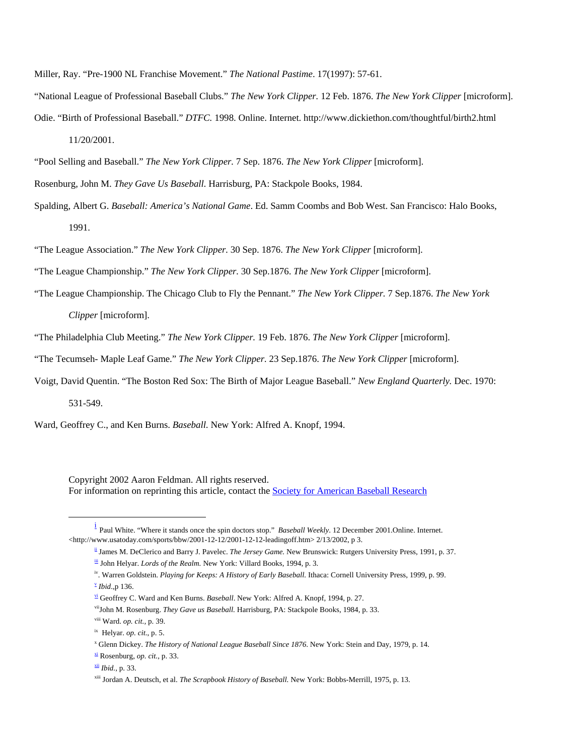Miller, Ray. “Pre-1900 NL Franchise Movement.” *The National Pastime*. 17(1997): 57-61.

“National League of Professional Baseball Clubs.” *The New York Clipper.* 12 Feb. 1876. *The New York Clipper* [microform].

Odie. “Birth of Professional Baseball.” *DTFC.* 1998. Online. Internet. http://www.dickiethon.com/thoughtful/birth2.html 11/20/2001.

“Pool Selling and Baseball.” *The New York Clipper.* 7 Sep. 1876. *The New York Clipper* [microform].

Rosenburg, John M. *They Gave Us Baseball*. Harrisburg, PA: Stackpole Books, 1984.

Spalding, Albert G. *Baseball: America’s National Game*. Ed. Samm Coombs and Bob West. San Francisco: Halo Books, 1991.

“The League Association.” *The New York Clipper.* 30 Sep. 1876. *The New York Clipper* [microform].

“The League Championship.” *The New York Clipper*. 30 Sep.1876. *The New York Clipper* [microform].

“The League Championship. The Chicago Club to Fly the Pennant.” *The New York Clipper.* 7 Sep.1876. *The New York Clipper* [microform].

“The Philadelphia Club Meeting.” *The New York Clipper.* 19 Feb. 1876. *The New York Clipper* [microform].

“The Tecumseh- Maple Leaf Game.” *The New York Clipper*. 23 Sep.1876. *The New York Clipper* [microform].

Voigt, David Quentin. “The Boston Red Sox: The Birth of Major League Baseball.” *New England Quarterly.* Dec. 1970: 531-549.

Ward, Geoffrey C., and Ken Burns. *Baseball.* New York: Alfred A. Knopf, 1994.

Copyright 2002 Aaron Feldman. All rights reserved.
For information on reprinting this article, contact the Society for American Baseball Research

---

[i] Paul White. “Where it stands once the spin doctors stop.” *Baseball Weekly*. 12 December 2001.Online. Internet. <http://www.usatoday.com/sports/bbw/2001-12-12/2001-12-12-leadingoff.htm> 2/13/2002, p 3.

[ii] James M. DeClerico and Barry J. Pavelec. *The Jersey Game.* New Brunswick: Rutgers University Press, 1991, p. 37.

[iii] John Helyar. *Lords of the Realm.* New York: Villard Books, 1994, p. 3.

[iv]. Warren Goldstein. *Playing for Keeps: A History of Early Baseball.* Ithaca: Cornell University Press, 1999, p. 99.

[v] *Ibid*.,p 136.

[vi] Geoffrey C. Ward and Ken Burns. *Baseball*. New York: Alfred A. Knopf, 1994, p. 27.

[vii]John M. Rosenburg. *They Gave us Baseball.* Harrisburg, PA: Stackpole Books, 1984, p. 33.

[viii] Ward. *op. cit.*, p. 39.

[ix] Helyar. *op. cit.*, p. 5.

[x] Glenn Dickey. *The History of National League Baseball Since 1876*. New York: Stein and Day, 1979, p. 14.

[xi] Rosenburg, *op. cit.*, p. 33.

[xii] *Ibid.*, p. 33.

[xiii] Jordan A. Deutsch, et al. *The Scrapbook History of Baseball.* New York: Bobbs-Merrill, 1975, p. 13.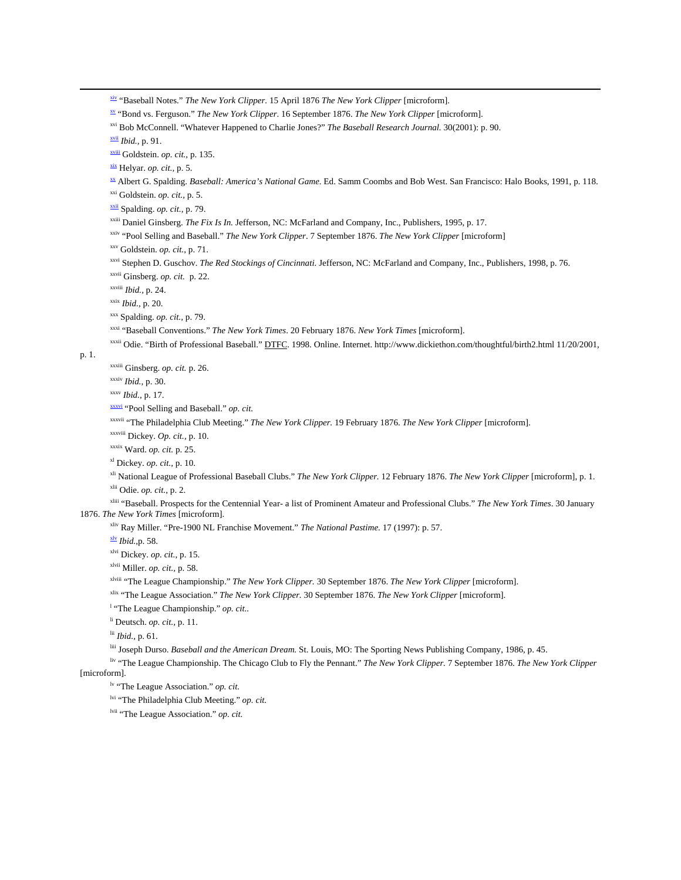[xiv] “Baseball Notes.” *The New York Clipper.* 15 April 1876 *The New York Clipper* [microform].

[xv] “Bond vs. Ferguson.” *The New York Clipper*. 16 September 1876. *The New York Clipper* [microform].

[xvi] Bob McConnell. “Whatever Happened to Charlie Jones?” *The Baseball Research Journal.* 30(2001): p. 90.

[xvii] *Ibid.*, p. 91.

[xviii] Goldstein. *op. cit.*, p. 135.

[xix] Helyar. *op. cit.*, p. 5.

[xx] Albert G. Spalding. *Baseball: America’s National Game.* Ed. Samm Coombs and Bob West. San Francisco: Halo Books, 1991, p. 118.

[xxi] Goldstein. *op. cit.*, p. 5.

[xxii] Spalding. *op. cit.*, p. 79.

[xxiii] Daniel Ginsberg. *The Fix Is In.* Jefferson, NC: McFarland and Company, Inc., Publishers, 1995, p. 17.

[xxiv] “Pool Selling and Baseball.” *The New York Clipper*. 7 September 1876. *The New York Clipper* [microform]

[xxv] Goldstein. *op. cit.*, p. 71.

[xxvi] Stephen D. Guschov. *The Red Stockings of Cincinnati.* Jefferson, NC: McFarland and Company, Inc., Publishers, 1998, p. 76.

[xxvii] Ginsberg. *op. cit.* p. 22.

[xxviii] *Ibid.*, p. 24.

[xxix] *Ibid.*, p. 20.

[xxx] Spalding. *op. cit.*, p. 79.

[xxxi] “Baseball Conventions.” *The New York Times*. 20 February 1876. *New York Times* [microform].

[xxxii] Odie. “Birth of Professional Baseball.” DTFC. 1998. Online. Internet. http://www.dickiethon.com/thoughtful/birth2.html 11/20/2001, p. 1.

[xxxiii] Ginsberg. *op. cit.* p. 26.

[xxxiv] *Ibid.*, p. 30.

[xxxv] *Ibid.*, p. 17.

[xxxvi] “Pool Selling and Baseball.” *op. cit.*

[xxxvii] “The Philadelphia Club Meeting.” *The New York Clipper.* 19 February 1876. *The New York Clipper* [microform].

[xxxviii] Dickey. *Op. cit.*, p. 10.

[xxxix] Ward. *op. cit.* p. 25.

[xl] Dickey. *op. cit.*, p. 10.

[xli] National League of Professional Baseball Clubs.” *The New York Clipper.* 12 February 1876. *The New York Clipper* [microform], p. 1.

[xlii] Odie. *op. cit.*, p. 2.

[xliii] “Baseball. Prospects for the Centennial Year- a list of Prominent Amateur and Professional Clubs.” *The New York Times*. 30 January 1876. *The New York Times* [microform].

[xliv] Ray Miller. “Pre-1900 NL Franchise Movement.” *The National Pastime.* 17 (1997): p. 57.

[xlv] *Ibid.*,p. 58.

[xlvi] Dickey. *op. cit.*, p. 15.

[xlvii] Miller. *op. cit.*, p. 58.

[xlviii] “The League Championship.” *The New York Clipper.* 30 September 1876. *The New York Clipper* [microform].

[xlix] “The League Association.” *The New York Clipper.* 30 September 1876. *The New York Clipper* [microform].

[l] “The League Championship.” *op. cit.*.

[li] Deutsch. *op. cit.*, p. 11.

[lii] *Ibid.*, p. 61.

[liii] Joseph Durso. *Baseball and the American Dream.* St. Louis, MO: The Sporting News Publishing Company, 1986, p. 45.

[liv] “The League Championship. The Chicago Club to Fly the Pennant.” *The New York Clipper*. 7 September 1876. *The New York Clipper* [microform].

[lv] “The League Association.” *op. cit.*

[lvi] “The Philadelphia Club Meeting.” *op. cit.*

[lvii] “The League Association.” *op. cit.*